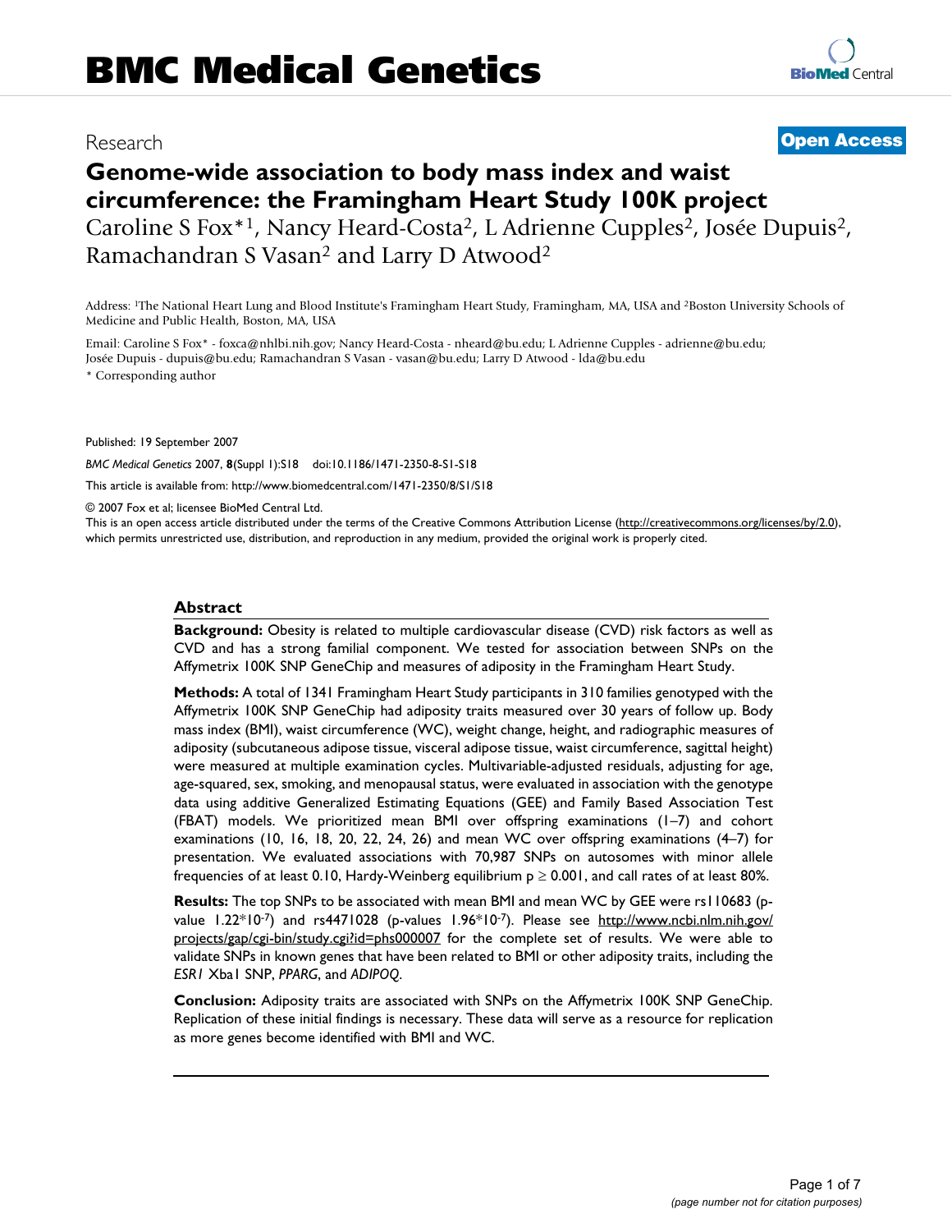# BMC Medical Genetics

Research

**Open Access**

# Genome-wide association to body mass index and waist circumference: the Framingham Heart Study 100K project

Caroline S Fox*[1], Nancy Heard-Costa[2], L Adrienne Cupples[2], Josée Dupuis[2], Ramachandran S Vasan[2] and Larry D Atwood[2]

Address: [1]The National Heart Lung and Blood Institute's Framingham Heart Study, Framingham, MA, USA and [2]Boston University Schools of Medicine and Public Health, Boston, MA, USA

Email: Caroline S Fox* - foxca@nhlbi.nih.gov; Nancy Heard-Costa - nheard@bu.edu; L Adrienne Cupples - adrienne@bu.edu; Josée Dupuis - dupuis@bu.edu; Ramachandran S Vasan - vasan@bu.edu; Larry D Atwood - lda@bu.edu

\* Corresponding author

Published: 19 September 2007

*BMC Medical Genetics* 2007, **8**(Suppl 1):S18 doi:10.1186/1471-2350-8-S1-S18

This article is available from: http://www.biomedcentral.com/1471-2350/8/S1/S18

© 2007 Fox et al; licensee BioMed Central Ltd.

This is an open access article distributed under the terms of the Creative Commons Attribution License (http://creativecommons.org/licenses/by/2.0), which permits unrestricted use, distribution, and reproduction in any medium, provided the original work is properly cited.

## Abstract

**Background:** Obesity is related to multiple cardiovascular disease (CVD) risk factors as well as CVD and has a strong familial component. We tested for association between SNPs on the Affymetrix 100K SNP GeneChip and measures of adiposity in the Framingham Heart Study.

**Methods:** A total of 1341 Framingham Heart Study participants in 310 families genotyped with the Affymetrix 100K SNP GeneChip had adiposity traits measured over 30 years of follow up. Body mass index (BMI), waist circumference (WC), weight change, height, and radiographic measures of adiposity (subcutaneous adipose tissue, visceral adipose tissue, waist circumference, sagittal height) were measured at multiple examination cycles. Multivariable-adjusted residuals, adjusting for age, age-squared, sex, smoking, and menopausal status, were evaluated in association with the genotype data using additive Generalized Estimating Equations (GEE) and Family Based Association Test (FBAT) models. We prioritized mean BMI over offspring examinations (1–7) and cohort examinations (10, 16, 18, 20, 22, 24, 26) and mean WC over offspring examinations (4–7) for presentation. We evaluated associations with 70,987 SNPs on autosomes with minor allele frequencies of at least 0.10, Hardy-Weinberg equilibrium $p \geq 0.001$, and call rates of at least 80%.

**Results:** The top SNPs to be associated with mean BMI and mean WC by GEE were rs110683 (p-value $1.22*10^{-7}$) and rs4471028 (p-values $1.96*10^{-7}$). Please see http://www.ncbi.nlm.nih.gov/projects/gap/cgi-bin/study.cgi?id=phs000007 for the complete set of results. We were able to validate SNPs in known genes that have been related to BMI or other adiposity traits, including the *ESR1* Xba1 SNP, *PPARG*, and *ADIPOQ*.

**Conclusion:** Adiposity traits are associated with SNPs on the Affymetrix 100K SNP GeneChip. Replication of these initial findings is necessary. These data will serve as a resource for replication as more genes become identified with BMI and WC.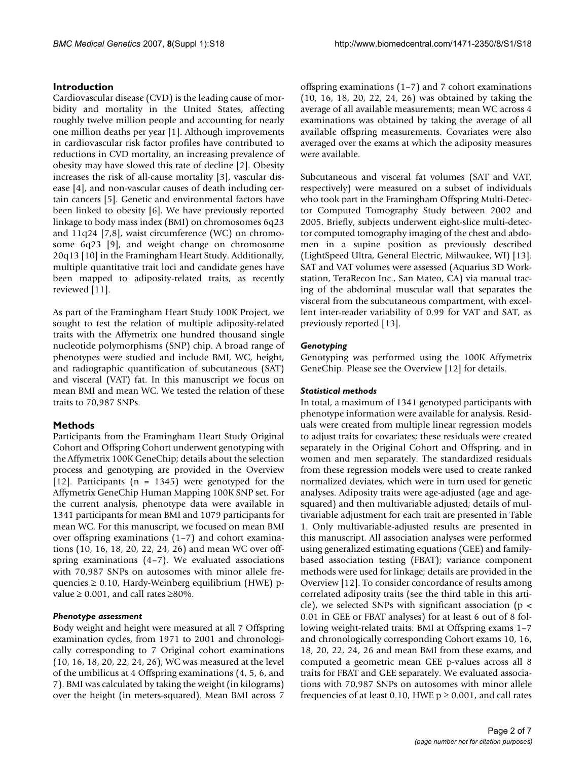## Introduction

Cardiovascular disease (CVD) is the leading cause of morbidity and mortality in the United States, affecting roughly twelve million people and accounting for nearly one million deaths per year [1]. Although improvements in cardiovascular risk factor profiles have contributed to reductions in CVD mortality, an increasing prevalence of obesity may have slowed this rate of decline [2]. Obesity increases the risk of all-cause mortality [3], vascular disease [4], and non-vascular causes of death including certain cancers [5]. Genetic and environmental factors have been linked to obesity [6]. We have previously reported linkage to body mass index (BMI) on chromosomes 6q23 and 11q24 [7,8], waist circumference (WC) on chromosome 6q23 [9], and weight change on chromosome 20q13 [10] in the Framingham Heart Study. Additionally, multiple quantitative trait loci and candidate genes have been mapped to adiposity-related traits, as recently reviewed [11].

As part of the Framingham Heart Study 100K Project, we sought to test the relation of multiple adiposity-related traits with the Affymetrix one hundred thousand single nucleotide polymorphisms (SNP) chip. A broad range of phenotypes were studied and include BMI, WC, height, and radiographic quantification of subcutaneous (SAT) and visceral (VAT) fat. In this manuscript we focus on mean BMI and mean WC. We tested the relation of these traits to 70,987 SNPs.

## Methods

Participants from the Framingham Heart Study Original Cohort and Offspring Cohort underwent genotyping with the Affymetrix 100K GeneChip; details about the selection process and genotyping are provided in the Overview [12]. Participants (n = 1345) were genotyped for the Affymetrix GeneChip Human Mapping 100K SNP set. For the current analysis, phenotype data were available in 1341 participants for mean BMI and 1079 participants for mean WC. For this manuscript, we focused on mean BMI over offspring examinations (1–7) and cohort examinations (10, 16, 18, 20, 22, 24, 26) and mean WC over offspring examinations (4–7). We evaluated associations with 70,987 SNPs on autosomes with minor allele frequencies ≥ 0.10, Hardy-Weinberg equilibrium (HWE) p-value ≥ 0.001, and call rates ≥80%.

### *Phenotype assessment*

Body weight and height were measured at all 7 Offspring examination cycles, from 1971 to 2001 and chronologically corresponding to 7 Original cohort examinations (10, 16, 18, 20, 22, 24, 26); WC was measured at the level of the umbilicus at 4 Offspring examinations (4, 5, 6, and 7). BMI was calculated by taking the weight (in kilograms) over the height (in meters-squared). Mean BMI across 7 offspring examinations (1–7) and 7 cohort examinations (10, 16, 18, 20, 22, 24, 26) was obtained by taking the average of all available measurements; mean WC across 4 examinations was obtained by taking the average of all available offspring measurements. Covariates were also averaged over the exams at which the adiposity measures were available.

Subcutaneous and visceral fat volumes (SAT and VAT, respectively) were measured on a subset of individuals who took part in the Framingham Offspring Multi-Detector Computed Tomography Study between 2002 and 2005. Briefly, subjects underwent eight-slice multi-detector computed tomography imaging of the chest and abdomen in a supine position as previously described (LightSpeed Ultra, General Electric, Milwaukee, WI) [13]. SAT and VAT volumes were assessed (Aquarius 3D Workstation, TeraRecon Inc., San Mateo, CA) via manual tracing of the abdominal muscular wall that separates the visceral from the subcutaneous compartment, with excellent inter-reader variability of 0.99 for VAT and SAT, as previously reported [13].

### *Genotyping*

Genotyping was performed using the 100K Affymetrix GeneChip. Please see the Overview [12] for details.

### *Statistical methods*

In total, a maximum of 1341 genotyped participants with phenotype information were available for analysis. Residuals were created from multiple linear regression models to adjust traits for covariates; these residuals were created separately in the Original Cohort and Offspring, and in women and men separately. The standardized residuals from these regression models were used to create ranked normalized deviates, which were in turn used for genetic analyses. Adiposity traits were age-adjusted (age and age-squared) and then multivariable adjusted; details of multivariable adjustment for each trait are presented in Table 1. Only multivariable-adjusted results are presented in this manuscript. All association analyses were performed using generalized estimating equations (GEE) and family-based association testing (FBAT); variance component methods were used for linkage; details are provided in the Overview [12]. To consider concordance of results among correlated adiposity traits (see the third table in this article), we selected SNPs with significant association ($p < 0.01$ in GEE or FBAT analyses) for at least 6 out of 8 following weight-related traits: BMI at Offspring exams 1–7 and chronologically corresponding Cohort exams 10, 16, 18, 20, 22, 24, 26 and mean BMI from these exams, and computed a geometric mean GEE p-values across all 8 traits for FBAT and GEE separately. We evaluated associations with 70,987 SNPs on autosomes with minor allele frequencies of at least 0.10, HWE $p \geq 0.001$, and call rates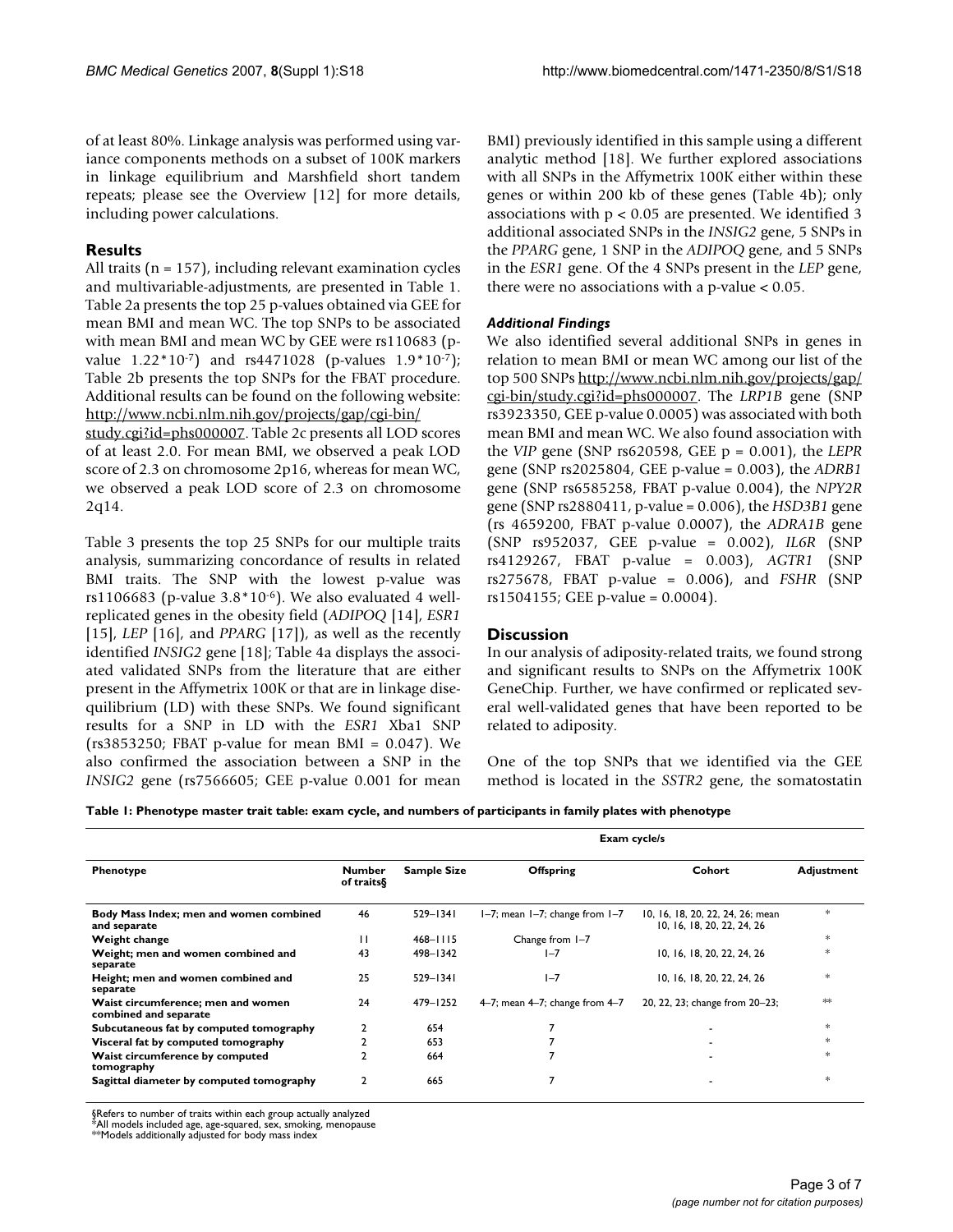of at least 80%. Linkage analysis was performed using variance components methods on a subset of 100K markers in linkage equilibrium and Marshfield short tandem repeats; please see the Overview [12] for more details, including power calculations.

## Results

All traits (n = 157), including relevant examination cycles and multivariable-adjustments, are presented in Table 1. Table 2a presents the top 25 p-values obtained via GEE for mean BMI and mean WC. The top SNPs to be associated with mean BMI and mean WC by GEE were rs110683 (p-value $1.22*10^{-7}$) and rs4471028 (p-values $1.9*10^{-7}$); Table 2b presents the top SNPs for the FBAT procedure. Additional results can be found on the following website: http://www.ncbi.nlm.nih.gov/projects/gap/cgi-bin/study.cgi?id=phs000007. Table 2c presents all LOD scores of at least 2.0. For mean BMI, we observed a peak LOD score of 2.3 on chromosome 2p16, whereas for mean WC, we observed a peak LOD score of 2.3 on chromosome 2q14.

Table 3 presents the top 25 SNPs for our multiple traits analysis, summarizing concordance of results in related BMI traits. The SNP with the lowest p-value was rs1106683 (p-value $3.8*10^{-6}$). We also evaluated 4 well-replicated genes in the obesity field (*ADIPOQ* [14], *ESR1* [15], *LEP* [16], and *PPARG* [17]), as well as the recently identified *INSIG2* gene [18]; Table 4a displays the associated validated SNPs from the literature that are either present in the Affymetrix 100K or that are in linkage disequilibrium (LD) with these SNPs. We found significant results for a SNP in LD with the *ESR1* Xba1 SNP (rs3853250; FBAT p-value for mean BMI = 0.047). We also confirmed the association between a SNP in the *INSIG2* gene (rs7566605; GEE p-value 0.001 for mean BMI) previously identified in this sample using a different analytic method [18]. We further explored associations with all SNPs in the Affymetrix 100K either within these genes or within 200 kb of these genes (Table 4b); only associations with $p < 0.05$ are presented. We identified 3 additional associated SNPs in the *INSIG2* gene, 5 SNPs in the *PPARG* gene, 1 SNP in the *ADIPOQ* gene, and 5 SNPs in the *ESR1* gene. Of the 4 SNPs present in the *LEP* gene, there were no associations with a p-value < 0.05.

### Additional Findings

We also identified several additional SNPs in genes in relation to mean BMI or mean WC among our list of the top 500 SNPs http://www.ncbi.nlm.nih.gov/projects/gap/cgi-bin/study.cgi?id=phs000007. The *LRP1B* gene (SNP rs3923350, GEE p-value 0.0005) was associated with both mean BMI and mean WC. We also found association with the *VIP* gene (SNP rs620598, GEE p = 0.001), the *LEPR* gene (SNP rs2025804, GEE p-value = 0.003), the *ADRB1* gene (SNP rs6585258, FBAT p-value 0.004), the *NPY2R* gene (SNP rs2880411, p-value = 0.006), the *HSD3B1* gene (rs 4659200, FBAT p-value 0.0007), the *ADRA1B* gene (SNP rs952037, GEE p-value = 0.002), *IL6R* (SNP rs4129267, FBAT p-value = 0.003), *AGTR1* (SNP rs275678, FBAT p-value = 0.006), and *FSHR* (SNP rs1504155; GEE p-value = 0.0004).

## Discussion

In our analysis of adiposity-related traits, we found strong and significant results to SNPs on the Affymetrix 100K GeneChip. Further, we have confirmed or replicated several well-validated genes that have been reported to be related to adiposity.

One of the top SNPs that we identified via the GEE method is located in the *SSTR2* gene, the somatostatin

**Table 1: Phenotype master trait table: exam cycle, and numbers of participants in family plates with phenotype**

| Phenotype | Number of traits§ | Sample Size | Exam cycle/s | | |
|---|---|---|---|---|---|
| | | | Offspring | Cohort | Adjustment |
| **Body Mass Index; men and women combined and separate** | 46 | 529–1341 | 1–7; mean 1–7; change from 1–7 | 10, 16, 18, 20, 22, 24, 26; mean 10, 16, 18, 20, 22, 24, 26 | * |
| **Weight change** | 11 | 468–1115 | Change from 1–7 | | * |
| **Weight; men and women combined and separate** | 43 | 498–1342 | 1–7 | 10, 16, 18, 20, 22, 24, 26 | * |
| **Height; men and women combined and separate** | 25 | 529–1341 | 1–7 | 10, 16, 18, 20, 22, 24, 26 | * |
| **Waist circumference; men and women combined and separate** | 24 | 479–1252 | 4–7; mean 4–7; change from 4–7 | 20, 22, 23; change from 20–23; | ** |
| **Subcutaneous fat by computed tomography** | 2 | 654 | 7 | - | * |
| **Visceral fat by computed tomography** | 2 | 653 | 7 | - | * |
| **Waist circumference by computed tomography** | 2 | 664 | 7 | - | * |
| **Sagittal diameter by computed tomography** | 2 | 665 | 7 | - | * |

§Refers to number of traits within each group actually analyzed
*All models included age, age-squared, sex, smoking, menopause
**Models additionally adjusted for body mass index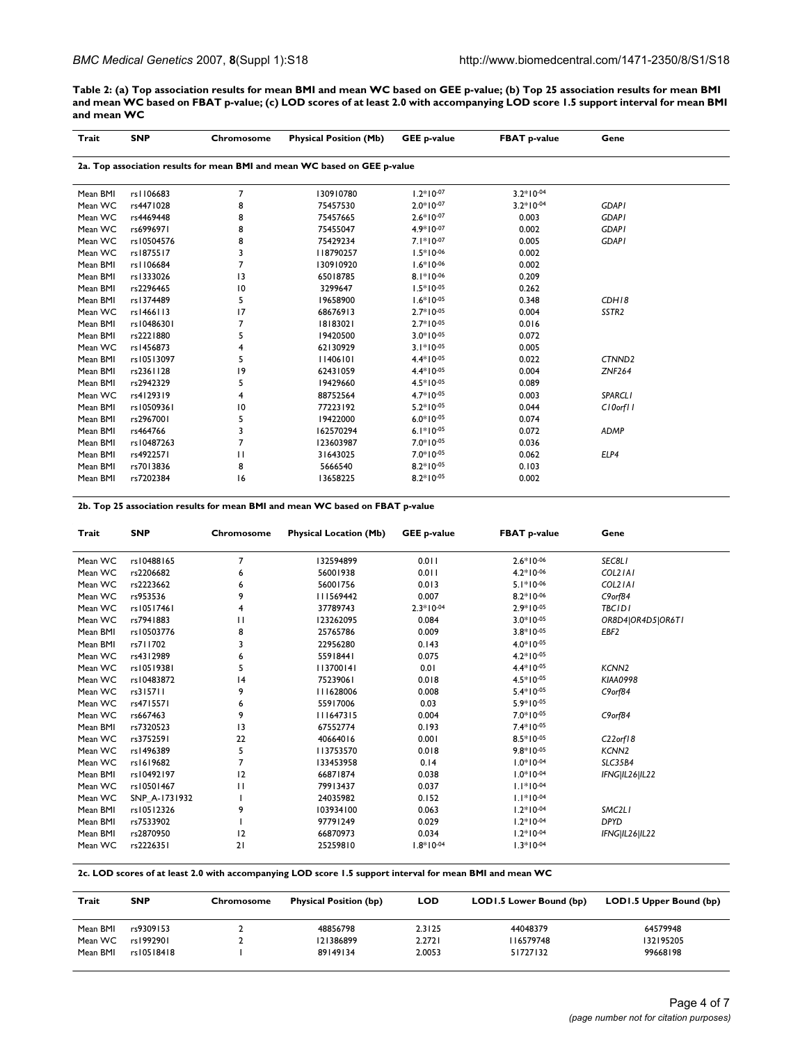**Table 2: (a) Top association results for mean BMI and mean WC based on GEE p-value; (b) Top 25 association results for mean BMI and mean WC based on FBAT p-value; (c) LOD scores of at least 2.0 with accompanying LOD score 1.5 support interval for mean BMI and mean WC**

**2a. Top association results for mean BMI and mean WC based on GEE p-value**

| Trait | SNP | Chromosome | Physical Position (Mb) | GEE p-value | FBAT p-value | Gene |
|---|---|---|---|---|---|---|
| Mean BMI | rs1106683 | 7 | 130910780 | $1.2*10^{-07}$ | $3.2*10^{-04}$ | |
| Mean WC | rs4471028 | 8 | 75457530 | $2.0*10^{-07}$ | $3.2*10^{-04}$ | *GDAP1* |
| Mean WC | rs4469448 | 8 | 75457665 | $2.6*10^{-07}$ | 0.003 | *GDAP1* |
| Mean WC | rs6996971 | 8 | 75455047 | $4.9*10^{-07}$ | 0.002 | *GDAP1* |
| Mean WC | rs10504576 | 8 | 75429234 | $7.1*10^{-07}$ | 0.005 | *GDAP1* |
| Mean WC | rs1875517 | 3 | 118790257 | $1.5*10^{-06}$ | 0.002 | |
| Mean BMI | rs1106684 | 7 | 130910920 | $1.6*10^{-06}$ | 0.002 | |
| Mean BMI | rs1333026 | 13 | 65018785 | $8.1*10^{-06}$ | 0.209 | |
| Mean BMI | rs2296465 | 10 | 3299647 | $1.5*10^{-05}$ | 0.262 | |
| Mean BMI | rs1374489 | 5 | 19658900 | $1.6*10^{-05}$ | 0.348 | *CDH18* |
| Mean WC | rs1466113 | 17 | 68676913 | $2.7*10^{-05}$ | 0.004 | *SSTR2* |
| Mean BMI | rs10486301 | 7 | 18183021 | $2.7*10^{-05}$ | 0.016 | |
| Mean BMI | rs2221880 | 5 | 19420500 | $3.0*10^{-05}$ | 0.072 | |
| Mean WC | rs1456873 | 4 | 62130929 | $3.1*10^{-05}$ | 0.005 | |
| Mean BMI | rs10513097 | 5 | 11406101 | $4.4*10^{-05}$ | 0.022 | *CTNND2* |
| Mean BMI | rs2361128 | 19 | 62431059 | $4.4*10^{-05}$ | 0.004 | *ZNF264* |
| Mean BMI | rs2942329 | 5 | 19429660 | $4.5*10^{-05}$ | 0.089 | |
| Mean WC | rs4129319 | 4 | 88752564 | $4.7*10^{-05}$ | 0.003 | *SPARCL1* |
| Mean BMI | rs10509361 | 10 | 77223192 | $5.2*10^{-05}$ | 0.044 | *C10orf11* |
| Mean BMI | rs2967001 | 5 | 19422000 | $6.0*10^{-05}$ | 0.074 | |
| Mean BMI | rs464766 | 3 | 162570294 | $6.1*10^{-05}$ | 0.072 | *ADMP* |
| Mean BMI | rs10487263 | 7 | 123603987 | $7.0*10^{-05}$ | 0.036 | |
| Mean BMI | rs4922571 | 11 | 31643025 | $7.0*10^{-05}$ | 0.062 | *ELP4* |
| Mean BMI | rs7013836 | 8 | 5666540 | $8.2*10^{-05}$ | 0.103 | |
| Mean BMI | rs7202384 | 16 | 13658225 | $8.2*10^{-05}$ | 0.002 | |

**2b. Top 25 association results for mean BMI and mean WC based on FBAT p-value**

| Trait | SNP | Chromosome | Physical Location (Mb) | GEE p-value | FBAT p-value | Gene |
|---|---|---|---|---|---|---|
| Mean WC | rs10488165 | 7 | 132594899 | 0.011 | $2.6*10^{-06}$ | *SEC8L1* |
| Mean WC | rs2206682 | 6 | 56001938 | 0.011 | $4.2*10^{-06}$ | *COL21A1* |
| Mean WC | rs2223662 | 6 | 56001756 | 0.013 | $5.1*10^{-06}$ | *COL21A1* |
| Mean WC | rs953536 | 9 | 111569442 | 0.007 | $8.2*10^{-06}$ | *C9orf84* |
| Mean WC | rs10517461 | 4 | 37789743 | $2.3*10^{-04}$ | $2.9*10^{-05}$ | *TBC1D1* |
| Mean WC | rs7941883 | 11 | 123262095 | 0.084 | $3.0*10^{-05}$ | *OR8D4\|OR4D5\|OR6T1* |
| Mean BMI | rs10503776 | 8 | 25765786 | 0.009 | $3.8*10^{-05}$ | *EBF2* |
| Mean BMI | rs711702 | 3 | 22956280 | 0.143 | $4.0*10^{-05}$ | |
| Mean WC | rs4312989 | 6 | 55918441 | 0.075 | $4.2*10^{-05}$ | |
| Mean WC | rs10519381 | 5 | 113700141 | 0.01 | $4.4*10^{-05}$ | *KCNN2* |
| Mean WC | rs10483872 | 14 | 75239061 | 0.018 | $4.5*10^{-05}$ | *KIAA0998* |
| Mean WC | rs315711 | 9 | 111628006 | 0.008 | $5.4*10^{-05}$ | *C9orf84* |
| Mean WC | rs4715571 | 6 | 55917006 | 0.03 | $5.9*10^{-05}$ | |
| Mean WC | rs667463 | 9 | 111647315 | 0.004 | $7.0*10^{-05}$ | *C9orf84* |
| Mean BMI | rs7320523 | 13 | 67552774 | 0.193 | $7.4*10^{-05}$ | |
| Mean WC | rs3752591 | 22 | 40664016 | 0.001 | $8.5*10^{-05}$ | *C22orf18* |
| Mean WC | rs1496389 | 5 | 113753570 | 0.018 | $9.8*10^{-05}$ | *KCNN2* |
| Mean WC | rs1619682 | 7 | 133453958 | 0.14 | $1.0*10^{-04}$ | *SLC35B4* |
| Mean BMI | rs10492197 | 12 | 66871874 | 0.038 | $1.0*10^{-04}$ | *IFNG\|IL26\|IL22* |
| Mean WC | rs10501467 | 11 | 79913437 | 0.037 | $1.1*10^{-04}$ | |
| Mean WC | SNP_A-1731932 | 1 | 24035982 | 0.152 | $1.1*10^{-04}$ | |
| Mean BMI | rs10512326 | 9 | 103934100 | 0.063 | $1.2*10^{-04}$ | *SMC2L1* |
| Mean BMI | rs7533902 | 1 | 97791249 | 0.029 | $1.2*10^{-04}$ | *DPYD* |
| Mean BMI | rs2870950 | 12 | 66870973 | 0.034 | $1.2*10^{-04}$ | *IFNG\|IL26\|IL22* |
| Mean WC | rs2226351 | 21 | 25259810 | $1.8*10^{-04}$ | $1.3*10^{-04}$ | |

**2c. LOD scores of at least 2.0 with accompanying LOD score 1.5 support interval for mean BMI and mean WC**

| Trait | SNP | Chromosome | Physical Position (bp) | LOD | LOD1.5 Lower Bound (bp) | LOD1.5 Upper Bound (bp) |
|---|---|---|---|---|---|---|
| Mean BMI | rs9309153 | 2 | 48856798 | 2.3125 | 44048379 | 64579948 |
| Mean WC | rs1992901 | 2 | 121386899 | 2.2721 | 116579748 | 132195205 |
| Mean BMI | rs10518418 | 1 | 89149134 | 2.0053 | 51727132 | 99668198 |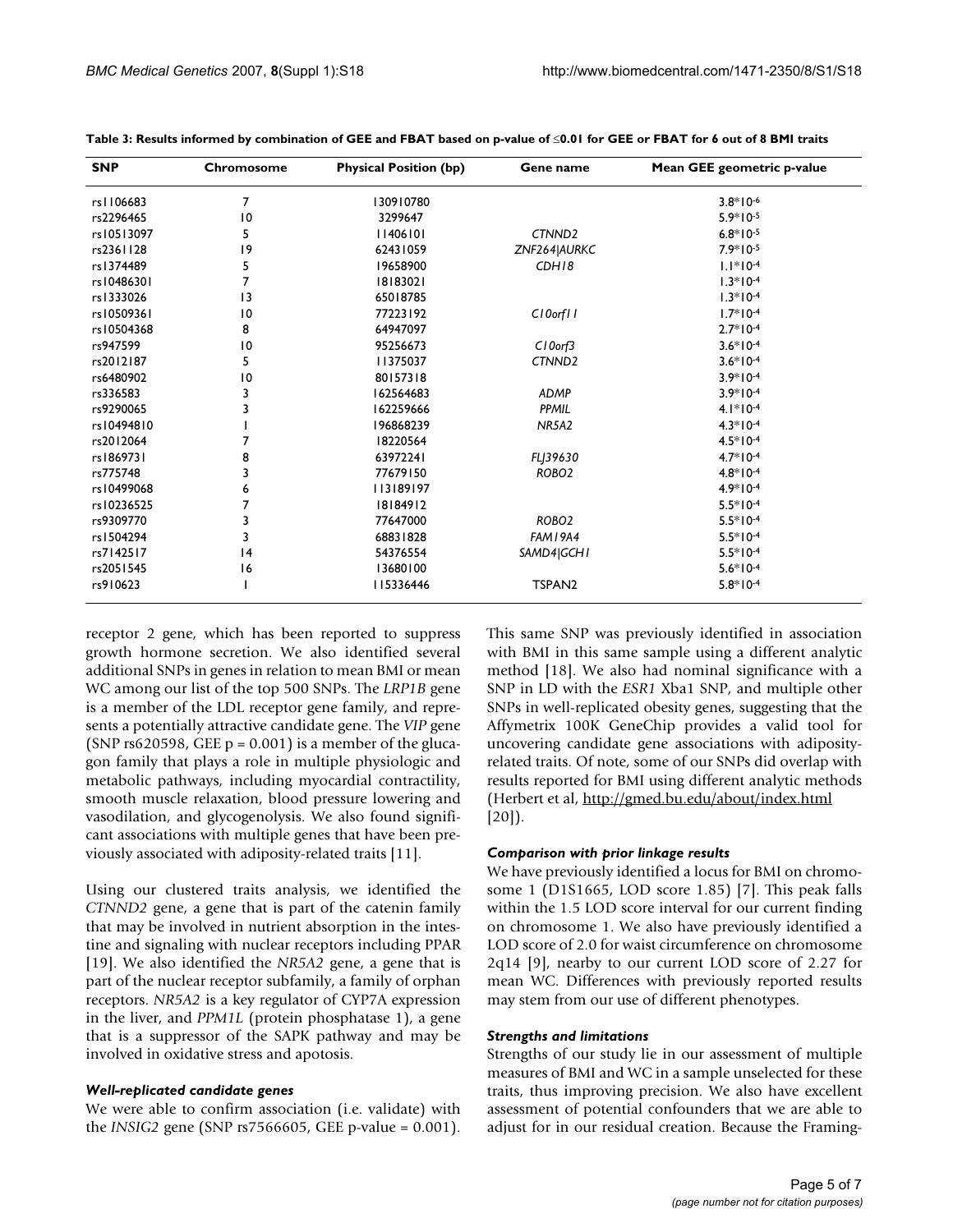**Table 3: Results informed by combination of GEE and FBAT based on p-value of ≤0.01 for GEE or FBAT for 6 out of 8 BMI traits**

| SNP | Chromosome | Physical Position (bp) | Gene name | Mean GEE geometric p-value |
|---|---|---|---|---|
| rs1106683 | 7 | 130910780 | | $3.8*10^{-6}$ |
| rs2296465 | 10 | 3299647 | | $5.9*10^{-5}$ |
| rs10513097 | 5 | 11406101 | *CTNND2* | $6.8*10^{-5}$ |
| rs2361128 | 19 | 62431059 | *ZNF264\|AURKC* | $7.9*10^{-5}$ |
| rs1374489 | 5 | 19658900 | *CDH18* | $1.1*10^{-4}$ |
| rs10486301 | 7 | 18183021 | | $1.3*10^{-4}$ |
| rs1333026 | 13 | 65018785 | | $1.3*10^{-4}$ |
| rs10509361 | 10 | 77223192 | *C10orf11* | $1.7*10^{-4}$ |
| rs10504368 | 8 | 64947097 | | $2.7*10^{-4}$ |
| rs947599 | 10 | 95256673 | *C10orf3* | $3.6*10^{-4}$ |
| rs2012187 | 5 | 11375037 | *CTNND2* | $3.6*10^{-4}$ |
| rs6480902 | 10 | 80157318 | | $3.9*10^{-4}$ |
| rs336583 | 3 | 162564683 | *ADMP* | $3.9*10^{-4}$ |
| rs9290065 | 3 | 162259666 | *PPMIL* | $4.1*10^{-4}$ |
| rs10494810 | 1 | 196868239 | *NR5A2* | $4.3*10^{-4}$ |
| rs2012064 | 7 | 18220564 | | $4.5*10^{-4}$ |
| rs1869731 | 8 | 63972241 | *FLJ39630* | $4.7*10^{-4}$ |
| rs775748 | 3 | 77679150 | *ROBO2* | $4.8*10^{-4}$ |
| rs10499068 | 6 | 113189197 | | $4.9*10^{-4}$ |
| rs10236525 | 7 | 18184912 | | $5.5*10^{-4}$ |
| rs9309770 | 3 | 77647000 | *ROBO2* | $5.5*10^{-4}$ |
| rs1504294 | 3 | 68831828 | *FAM19A4* | $5.5*10^{-4}$ |
| rs7142517 | 14 | 54376554 | *SAMD4\|GCH1* | $5.5*10^{-4}$ |
| rs2051545 | 16 | 13680100 | | $5.6*10^{-4}$ |
| rs910623 | 1 | 115336446 | TSPAN2 | $5.8*10^{-4}$ |

receptor 2 gene, which has been reported to suppress growth hormone secretion. We also identified several additional SNPs in genes in relation to mean BMI or mean WC among our list of the top 500 SNPs. The *LRP1B* gene is a member of the LDL receptor gene family, and represents a potentially attractive candidate gene. The *VIP* gene (SNP rs620598, GEE $p = 0.001$) is a member of the glucagon family that plays a role in multiple physiologic and metabolic pathways, including myocardial contractility, smooth muscle relaxation, blood pressure lowering and vasodilation, and glycogenolysis. We also found significant associations with multiple genes that have been previously associated with adiposity-related traits [11].

Using our clustered traits analysis, we identified the *CTNND2* gene, a gene that is part of the catenin family that may be involved in nutrient absorption in the intestine and signaling with nuclear receptors including PPAR [19]. We also identified the *NR5A2* gene, a gene that is part of the nuclear receptor subfamily, a family of orphan receptors. *NR5A2* is a key regulator of CYP7A expression in the liver, and *PPM1L* (protein phosphatase 1), a gene that is a suppressor of the SAPK pathway and may be involved in oxidative stress and apoptosis.

### *Well-replicated candidate genes*

We were able to confirm association (i.e. validate) with the *INSIG2* gene (SNP rs7566605, GEE p-value = 0.001). This same SNP was previously identified in association with BMI in this same sample using a different analytic method [18]. We also had nominal significance with a SNP in LD with the *ESR1* Xba1 SNP, and multiple other SNPs in well-replicated obesity genes, suggesting that the Affymetrix 100K GeneChip provides a valid tool for uncovering candidate gene associations with adiposity-related traits. Of note, some of our SNPs did overlap with results reported for BMI using different analytic methods (Herbert et al, http://gmed.bu.edu/about/index.html [20]).

### *Comparison with prior linkage results*

We have previously identified a locus for BMI on chromosome 1 (D1S1665, LOD score 1.85) [7]. This peak falls within the 1.5 LOD score interval for our current finding on chromosome 1. We also have previously identified a LOD score of 2.0 for waist circumference on chromosome 2q14 [9], nearby to our current LOD score of 2.27 for mean WC. Differences with previously reported results may stem from our use of different phenotypes.

### *Strengths and limitations*

Strengths of our study lie in our assessment of multiple measures of BMI and WC in a sample unselected for these traits, thus improving precision. We also have excellent assessment of potential confounders that we are able to adjust for in our residual creation. Because the Framing-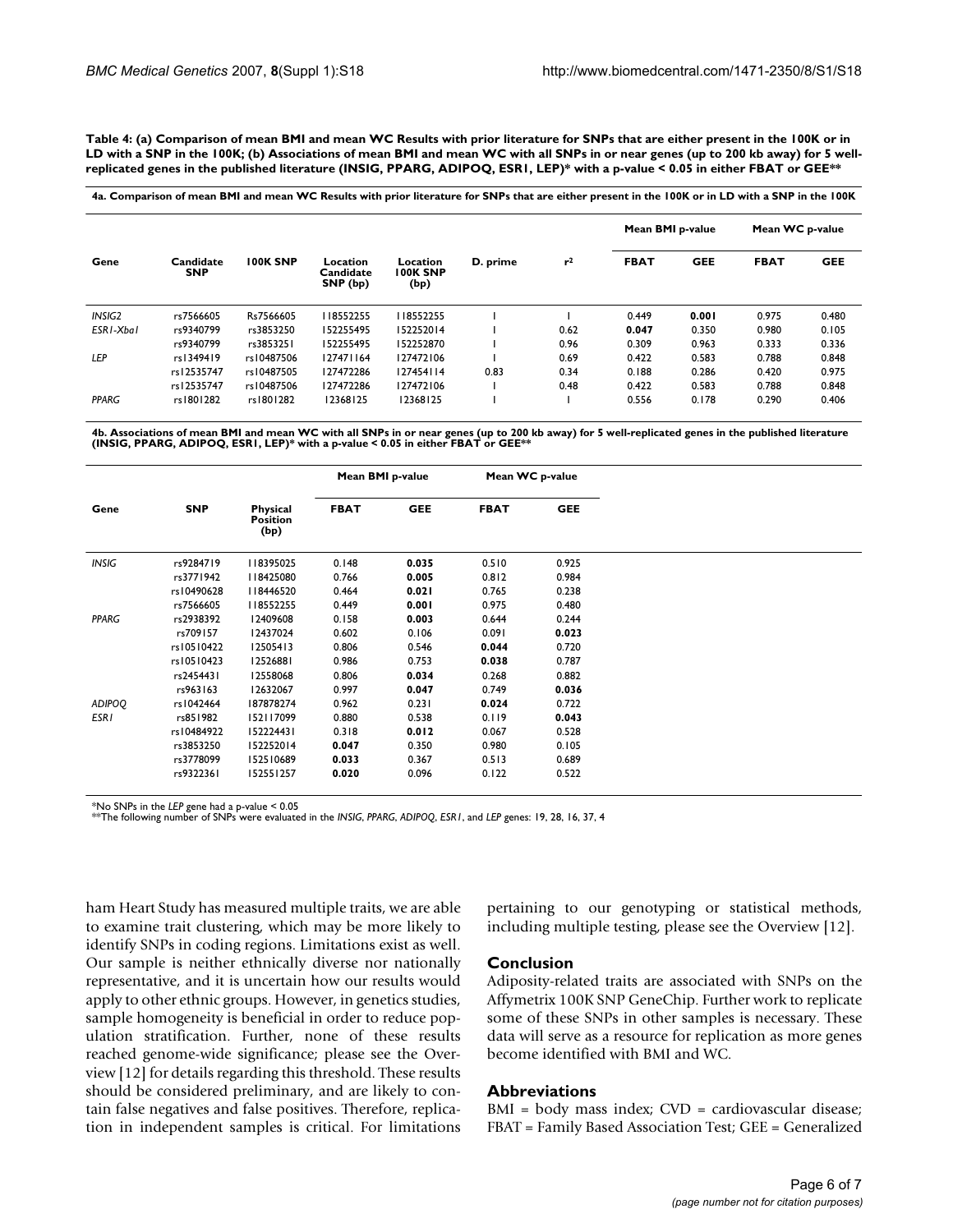**Table 4: (a) Comparison of mean BMI and mean WC Results with prior literature for SNPs that are either present in the 100K or in LD with a SNP in the 100K; (b) Associations of mean BMI and mean WC with all SNPs in or near genes (up to 200 kb away) for 5 well-replicated genes in the published literature (INSIG, PPARG, ADIPOQ, ESR1, LEP)* with a p-value < 0.05 in either FBAT or GEE****

**4a. Comparison of mean BMI and mean WC Results with prior literature for SNPs that are either present in the 100K or in LD with a SNP in the 100K**

| Gene | Candidate SNP | 100K SNP | Location Candidate SNP (bp) | Location 100K SNP (bp) | D. prime | $r^2$ | Mean BMI p-value | | Mean WC p-value | |
|---|---|---|---|---|---|---|---|---|---|---|
| | | | | | | | FBAT | GEE | FBAT | GEE |
| *INSIG2* | rs7566605 | Rs7566605 | 118552255 | 118552255 | 1 | 1 | 0.449 | **0.001** | 0.975 | 0.480 |
| *ESR1-XbaI* | rs9340799 | rs3853250 | 152255495 | 152252014 | 1 | 0.62 | **0.047** | 0.350 | 0.980 | 0.105 |
| | rs9340799 | rs3853251 | 152255495 | 152252870 | 1 | 0.96 | 0.309 | 0.963 | 0.333 | 0.336 |
| *LEP* | rs1349419 | rs10487506 | 127471164 | 127472106 | 1 | 0.69 | 0.422 | 0.583 | 0.788 | 0.848 |
| | rs12535747 | rs10487505 | 127472286 | 127454114 | 0.83 | 0.34 | 0.188 | 0.286 | 0.420 | 0.975 |
| | rs12535747 | rs10487506 | 127472286 | 127472106 | 1 | 0.48 | 0.422 | 0.583 | 0.788 | 0.848 |
| *PPARG* | rs1801282 | rs1801282 | 12368125 | 12368125 | 1 | 1 | 0.556 | 0.178 | 0.290 | 0.406 |

**4b. Associations of mean BMI and mean WC with all SNPs in or near genes (up to 200 kb away) for 5 well-replicated genes in the published literature (INSIG, PPARG, ADIPOQ, ESR1, LEP)* with a p-value < 0.05 in either FBAT or GEE****

| Gene | SNP | Physical Position (bp) | Mean BMI p-value | | Mean WC p-value | |
|---|---|---|---|---|---|---|
| | | | FBAT | GEE | FBAT | GEE |
| *INSIG* | rs9284719 | 118395025 | 0.148 | **0.035** | 0.510 | 0.925 |
| | rs3771942 | 118425080 | 0.766 | **0.005** | 0.812 | 0.984 |
| | rs10490628 | 118446520 | 0.464 | **0.021** | 0.765 | 0.238 |
| | rs7566605 | 118552255 | 0.449 | **0.001** | 0.975 | 0.480 |
| *PPARG* | rs2938392 | 12409608 | 0.158 | **0.003** | 0.644 | 0.244 |
| | rs709157 | 12437024 | 0.602 | 0.106 | 0.091 | **0.023** |
| | rs10510422 | 12505413 | 0.806 | 0.546 | **0.044** | 0.720 |
| | rs10510423 | 12526881 | 0.986 | 0.753 | **0.038** | 0.787 |
| | rs2454431 | 12558068 | 0.806 | **0.034** | 0.268 | 0.882 |
| | rs963163 | 12632067 | 0.997 | **0.047** | 0.749 | **0.036** |
| *ADIPOQ* | rs1042464 | 187878274 | 0.962 | 0.231 | **0.024** | 0.722 |
| *ESR1* | rs851982 | 152117099 | 0.880 | 0.538 | 0.119 | **0.043** |
| | rs10484922 | 152224431 | 0.318 | **0.012** | 0.067 | 0.528 |
| | rs3853250 | 152252014 | **0.047** | 0.350 | 0.980 | 0.105 |
| | rs3778099 | 152510689 | **0.033** | 0.367 | 0.513 | 0.689 |
| | rs9322361 | 152551257 | **0.020** | 0.096 | 0.122 | 0.522 |

*No SNPs in the *LEP* gene had a p-value < 0.05
**The following number of SNPs were evaluated in the *INSIG*, *PPARG*, *ADIPOQ*, *ESR1*, and *LEP* genes: 19, 28, 16, 37, 4

ham Heart Study has measured multiple traits, we are able to examine trait clustering, which may be more likely to identify SNPs in coding regions. Limitations exist as well. Our sample is neither ethnically diverse nor nationally representative, and it is uncertain how our results would apply to other ethnic groups. However, in genetics studies, sample homogeneity is beneficial in order to reduce population stratification. Further, none of these results reached genome-wide significance; please see the Overview [12] for details regarding this threshold. These results should be considered preliminary, and are likely to contain false negatives and false positives. Therefore, replication in independent samples is critical. For limitations pertaining to our genotyping or statistical methods, including multiple testing, please see the Overview [12].

## Conclusion

Adiposity-related traits are associated with SNPs on the Affymetrix 100K SNP GeneChip. Further work to replicate some of these SNPs in other samples is necessary. These data will serve as a resource for replication as more genes become identified with BMI and WC.

## Abbreviations

BMI = body mass index; CVD = cardiovascular disease; FBAT = Family Based Association Test; GEE = Generalized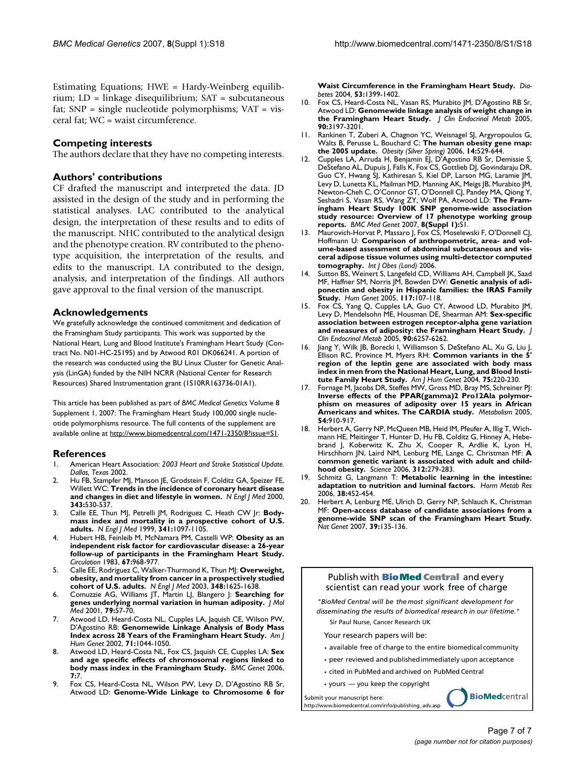Estimating Equations; HWE = Hardy-Weinberg equilibrium; LD = linkage disequilibrium; SAT = subcutaneous fat; SNP = single nucleotide polymorphisms; VAT = visceral fat; WC = waist circumference.

## Competing interests

The authors declare that they have no competing interests.

## Authors' contributions

CF drafted the manuscript and interpreted the data. JD assisted in the design of the study and in performing the statistical analyses. LAC contributed to the analytical design, the interpretation of these results and to edits of the manuscript. NHC contributed to the analytical design and the phenotype creation. RV contributed to the phenotype acquisition, the interpretation of the results, and edits to the manuscript. LA contributed to the design, analysis, and interpretation of the findings. All authors gave approval to the final version of the manuscript.

## Acknowledgements

We gratefully acknowledge the continued commitment and dedication of the Framingham Study participants. This work was supported by the National Heart, Lung and Blood Institute's Framingham Heart Study (Contract No. N01-HC-25195) and by Atwood R01 DK066241. A portion of the research was conducted using the BU Linux Cluster for Genetic Analysis (LinGA) funded by the NIH NCRR (National Center for Research Resources) Shared Instrumentation grant (1S10RR163736-01A1).

This article has been published as part of *BMC Medical Genetics* Volume 8 Supplement 1, 2007: The Framingham Heart Study 100,000 single nucleotide polymorphisms resource. The full contents of the supplement are available online at http://www.biomedcentral.com/1471-2350/8?issue=S1.

## References

1. American Heart Association: *2003 Heart and Stroke Statistical Update. Dallas, Texas* 2002.
2. Hu FB, Stampfer MJ, Manson JE, Grodstein F, Colditz GA, Speizer FE, Willett WC: **Trends in the incidence of coronary heart disease and changes in diet and lifestyle in women.** *N Engl J Med* 2000, **343:**530-537.
3. Calle EE, Thun MJ, Petrelli JM, Rodriguez C, Heath CW Jr: **Body-mass index and mortality in a prospective cohort of U.S. adults.** *N Engl J Med* 1999, **341:**1097-1105.
4. Hubert HB, Feinleib M, McNamara PM, Castelli WP: **Obesity as an independent risk factor for cardiovascular disease: a 26-year follow-up of participants in the Framingham Heart Study.** *Circulation* 1983, **67:**968-977.
5. Calle EE, Rodriguez C, Walker-Thurmond K, Thun MJ: **Overweight, obesity, and mortality from cancer in a prospectively studied cohort of U.S. adults.** *N Engl J Med* 2003, **348:**1625-1638.
6. Comuzzie AG, Williams JT, Martin LJ, Blangero J: **Searching for genes underlying normal variation in human adiposity.** *J Mol Med* 2001, **79:**57-70.
7. Atwood LD, Heard-Costa NL, Cupples LA, Jaquish CE, Wilson PW, D'Agostino RB: **Genomewide Linkage Analysis of Body Mass Index across 28 Years of the Framingham Heart Study.** *Am J Hum Genet* 2002, **71:**1044-1050.
8. Atwood LD, Heard-Costa NL, Fox CS, Jaquish CE, Cupples LA: **Sex and age specific effects of chromosomal regions linked to body mass index in the Framingham Study.** *BMC Genet* 2006, **7:**7.
9. Fox CS, Heard-Costa NL, Wilson PW, Levy D, D'Agostino RB Sr, Atwood LD: **Genome-Wide Linkage to Chromosome 6 for Waist Circumference in the Framingham Heart Study.** *Diabetes* 2004, **53:**1399-1402.
10. Fox CS, Heard-Costa NL, Vasan RS, Murabito JM, D'Agostino RB Sr, Atwood LD: **Genomewide linkage analysis of weight change in the Framingham Heart Study.** *J Clin Endocrinol Metab* 2005, **90:**3197-3201.
11. Rankinen T, Zuberi A, Chagnon YC, Weisnagel SJ, Argyropoulos G, Walts B, Perusse L, Bouchard C: **The human obesity gene map: the 2005 update.** *Obesity (Silver Spring)* 2006, **14:**529-644.
12. Cupples LA, Arruda H, Benjamin EJ, D'Agostino RB Sr, Demissie S, DeStefano AL, Dupuis J, Falls K, Fox CS, Gottlieb DJ, Govindaraju DR, Guo CY, Hwang SJ, Kathiresan S, Kiel DP, Larson MG, Laramie JM, Levy D, Lunetta KL, Mailman MD, Manning AK, Meigs JB, Murabito JM, Newton-Cheh C, O'Connor GT, O'Donnell CJ, Pandey MA, Qiong Y, Seshadri S, Vasan RS, Wang ZY, Wolf PA, Atwood LD: **The Framingham Heart Study 100K SNP genome-wide association study resource: Overview of 17 phenotype working group reports.** *BMC Med Genet* 2007, **8(Suppl 1):**S1.
13. Maurovich-Horvat P, Massaro J, Fox CS, Moselewski F, O'Donnell CJ, Hoffmann U: **Comparison of anthropometric, area- and volume-based assessment of abdominal subcutaneous and visceral adipose tissue volumes using multi-detector computed tomography.** *Int J Obes (Lond)* 2006.
14. Sutton BS, Weinert S, Langefeld CD, Williams AH, Campbell JK, Saad MF, Haffner SM, Norris JM, Bowden DW: **Genetic analysis of adiponectin and obesity in Hispanic families: the IRAS Family Study.** *Hum Genet* 2005, **117:**107-118.
15. Fox CS, Yang Q, Cupples LA, Guo CY, Atwood LD, Murabito JM, Levy D, Mendelsohn ME, Housman DE, Shearman AM: **Sex-specific association between estrogen receptor-alpha gene variation and measures of adiposity: the Framingham Heart Study.** *J Clin Endocrinol Metab* 2005, **90:**6257-6262.
16. Jiang Y, Wilk JB, Borecki I, Williamson S, DeStefano AL, Xu G, Liu J, Ellison RC, Province M, Myers RH: **Common variants in the 5' region of the leptin gene are associated with body mass index in men from the National Heart, Lung, and Blood Institute Family Heart Study.** *Am J Hum Genet* 2004, **75:**220-230.
17. Fornage M, Jacobs DR, Steffes MW, Gross MD, Bray MS, Schreiner PJ: **Inverse effects of the PPAR(gamma)2 Pro12Ala polymorphism on measures of adiposity over 15 years in African Americans and whites. The CARDIA study.** *Metabolism* 2005, **54:**910-917.
18. Herbert A, Gerry NP, McQueen MB, Heid IM, Pfeufer A, Illig T, Wichmann HE, Meitinger T, Hunter D, Hu FB, Colditz G, Hinney A, Hebebrand J, Koberwitz K, Zhu X, Cooper R, Ardlie K, Lyon H, Hirschhorn JN, Laird NM, Lenburg ME, Lange C, Christman MF: **A common genetic variant is associated with adult and childhood obesity.** *Science* 2006, **312:**279-283.
19. Schmitz G, Langmann T: **Metabolic learning in the intestine: adaptation to nutrition and luminal factors.** *Horm Metab Res* 2006, **38:**452-454.
20. Herbert A, Lenburg ME, Ulrich D, Gerry NP, Schlauch K, Christman MF: **Open-access database of candidate associations from a genome-wide SNP scan of the Framingham Heart Study.** *Nat Genet* 2007, **39:**135-136.

Publish with **BioMed Central** and every scientist can read your work free of charge

*"BioMed Central will be the most significant development for disseminating the results of biomedical research in our lifetime."*
Sir Paul Nurse, Cancer Research UK

Your research papers will be:

- available free of charge to the entire biomedical community
- peer reviewed and published immediately upon acceptance
- cited in PubMed and archived on PubMed Central
- yours — you keep the copyright

Submit your manuscript here:
http://www.biomedcentral.com/info/publishing_adv.asp

BioMedcentral